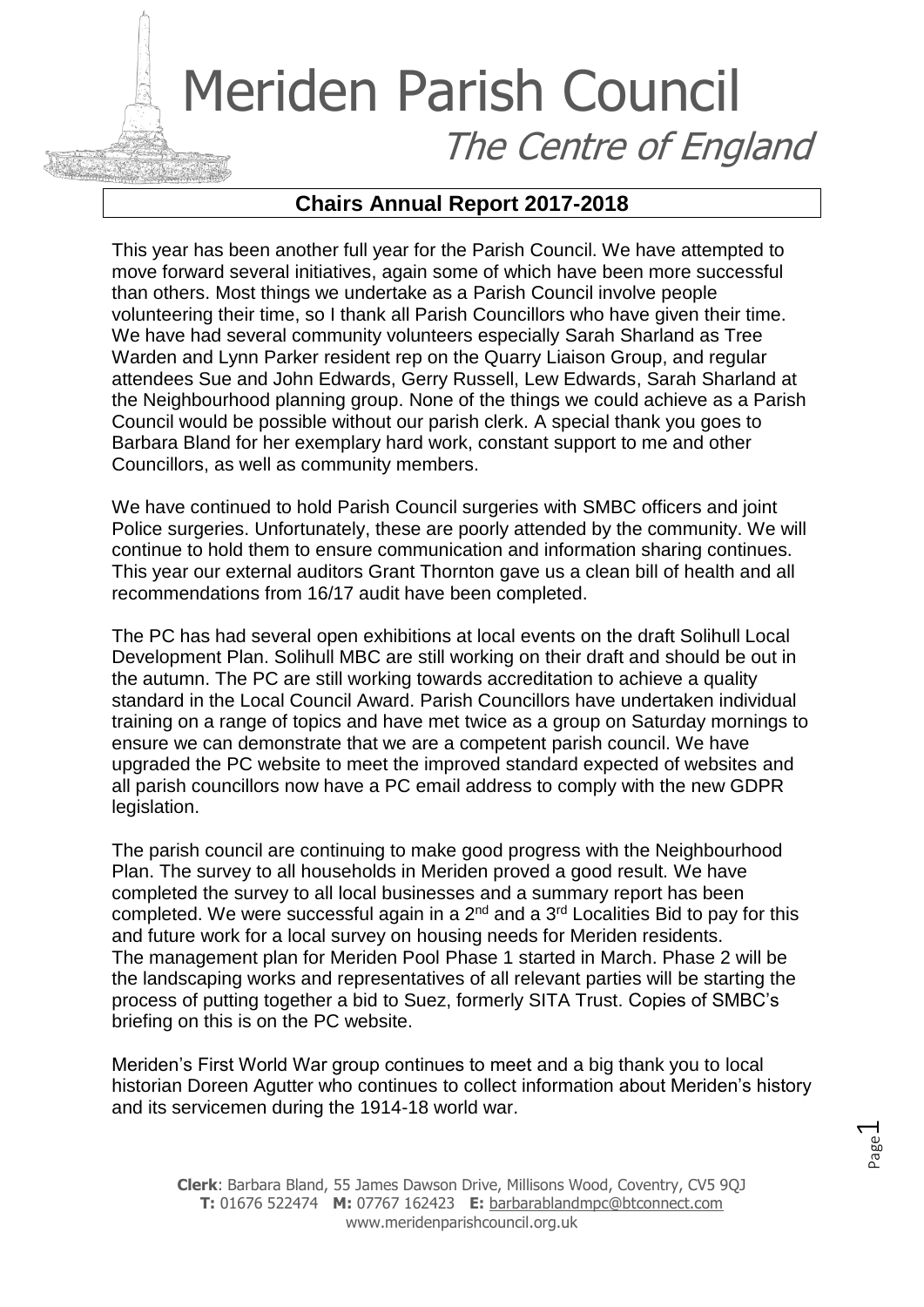# Meriden Parish Council

*The Centre of England*

## Chairs Annual Report 2017-2018

This year has been another full year for the Parish Council. We have attempted to move forward several initiatives, again some of which have been more successful than others. Most things we undertake as a Parish Council involve people volunteering their time, so I thank all Parish Councillors who have given their time. We have had several community volunteers especially Sarah Sharland as Tree Warden and Lynn Parker resident rep on the Quarry Liaison Group, and regular attendees Sue and John Edwards, Gerry Russell, Lew Edwards, Sarah Sharland at the Neighbourhood planning group. None of the things we could achieve as a Parish Council would be possible without our parish clerk. A special thank you goes to Barbara Bland for her exemplary hard work, constant support to me and other Councillors, as well as community members.

We have continued to hold Parish Council surgeries with SMBC officers and joint Police surgeries. Unfortunately, these are poorly attended by the community. We will continue to hold them to ensure communication and information sharing continues. This year our external auditors Grant Thornton gave us a clean bill of health and all recommendations from 16/17 audit have been completed.

The PC has had several open exhibitions at local events on the draft Solihull Local Development Plan. Solihull MBC are still working on their draft and should be out in the autumn. The PC are still working towards accreditation to achieve a quality standard in the Local Council Award. Parish Councillors have undertaken individual training on a range of topics and have met twice as a group on Saturday mornings to ensure we can demonstrate that we are a competent parish council. We have upgraded the PC website to meet the improved standard expected of websites and all parish councillors now have a PC email address to comply with the new GDPR legislation.

The parish council are continuing to make good progress with the Neighbourhood Plan. The survey to all households in Meriden proved a good result. We have completed the survey to all local businesses and a summary report has been completed. We were successful again in a 2nd and a 3rd Localities Bid to pay for this and future work for a local survey on housing needs for Meriden residents. The management plan for Meriden Pool Phase 1 started in March. Phase 2 will be the landscaping works and representatives of all relevant parties will be starting the process of putting together a bid to Suez, formerly SITA Trust. Copies of SMBC's briefing on this is on the PC website.

Meriden's First World War group continues to meet and a big thank you to local historian Doreen Agutter who continues to collect information about Meriden's history and its servicemen during the 1914-18 world war.

**Clerk**: Barbara Bland, 55 James Dawson Drive, Millisons Wood, Coventry, CV5 9QJ
**T:** 01676 522474 **M:** 07767 162423 **E:** barbarablandmpc@btconnect.com
www.meridenparishcouncil.org.uk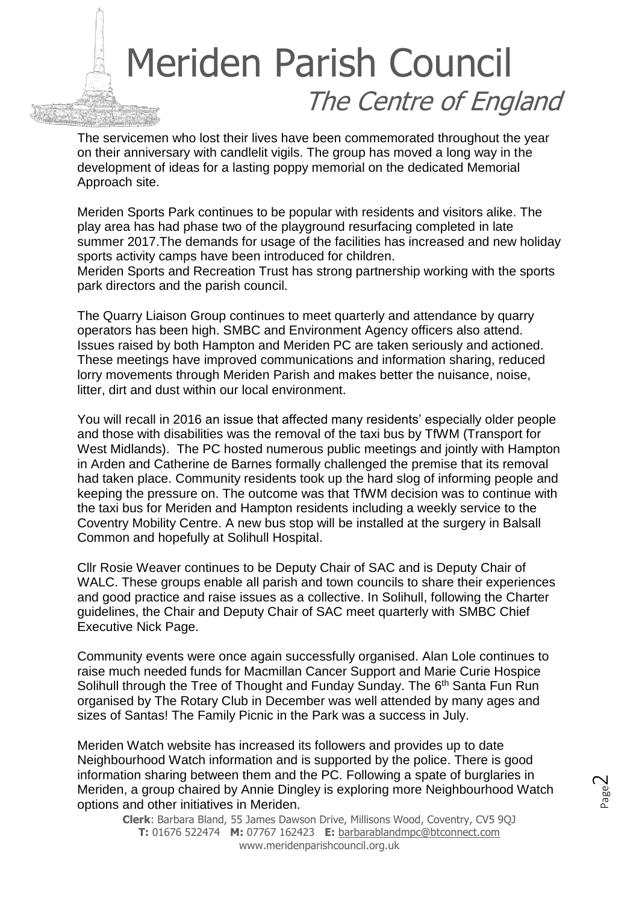The servicemen who lost their lives have been commemorated throughout the year on their anniversary with candlelit vigils. The group has moved a long way in the development of ideas for a lasting poppy memorial on the dedicated Memorial Approach site.

Meriden Sports Park continues to be popular with residents and visitors alike. The play area has had phase two of the playground resurfacing completed in late summer 2017.The demands for usage of the facilities has increased and new holiday sports activity camps have been introduced for children.
Meriden Sports and Recreation Trust has strong partnership working with the sports park directors and the parish council.

The Quarry Liaison Group continues to meet quarterly and attendance by quarry operators has been high. SMBC and Environment Agency officers also attend. Issues raised by both Hampton and Meriden PC are taken seriously and actioned. These meetings have improved communications and information sharing, reduced lorry movements through Meriden Parish and makes better the nuisance, noise, litter, dirt and dust within our local environment.

You will recall in 2016 an issue that affected many residents' especially older people and those with disabilities was the removal of the taxi bus by TfWM (Transport for West Midlands). The PC hosted numerous public meetings and jointly with Hampton in Arden and Catherine de Barnes formally challenged the premise that its removal had taken place. Community residents took up the hard slog of informing people and keeping the pressure on. The outcome was that TfWM decision was to continue with the taxi bus for Meriden and Hampton residents including a weekly service to the Coventry Mobility Centre. A new bus stop will be installed at the surgery in Balsall Common and hopefully at Solihull Hospital.

Cllr Rosie Weaver continues to be Deputy Chair of SAC and is Deputy Chair of WALC. These groups enable all parish and town councils to share their experiences and good practice and raise issues as a collective. In Solihull, following the Charter guidelines, the Chair and Deputy Chair of SAC meet quarterly with SMBC Chief Executive Nick Page.

Community events were once again successfully organised. Alan Lole continues to raise much needed funds for Macmillan Cancer Support and Marie Curie Hospice Solihull through the Tree of Thought and Funday Sunday. The 6th Santa Fun Run organised by The Rotary Club in December was well attended by many ages and sizes of Santas! The Family Picnic in the Park was a success in July.

Meriden Watch website has increased its followers and provides up to date Neighbourhood Watch information and is supported by the police. There is good information sharing between them and the PC. Following a spate of burglaries in Meriden, a group chaired by Annie Dingley is exploring more Neighbourhood Watch options and other initiatives in Meriden.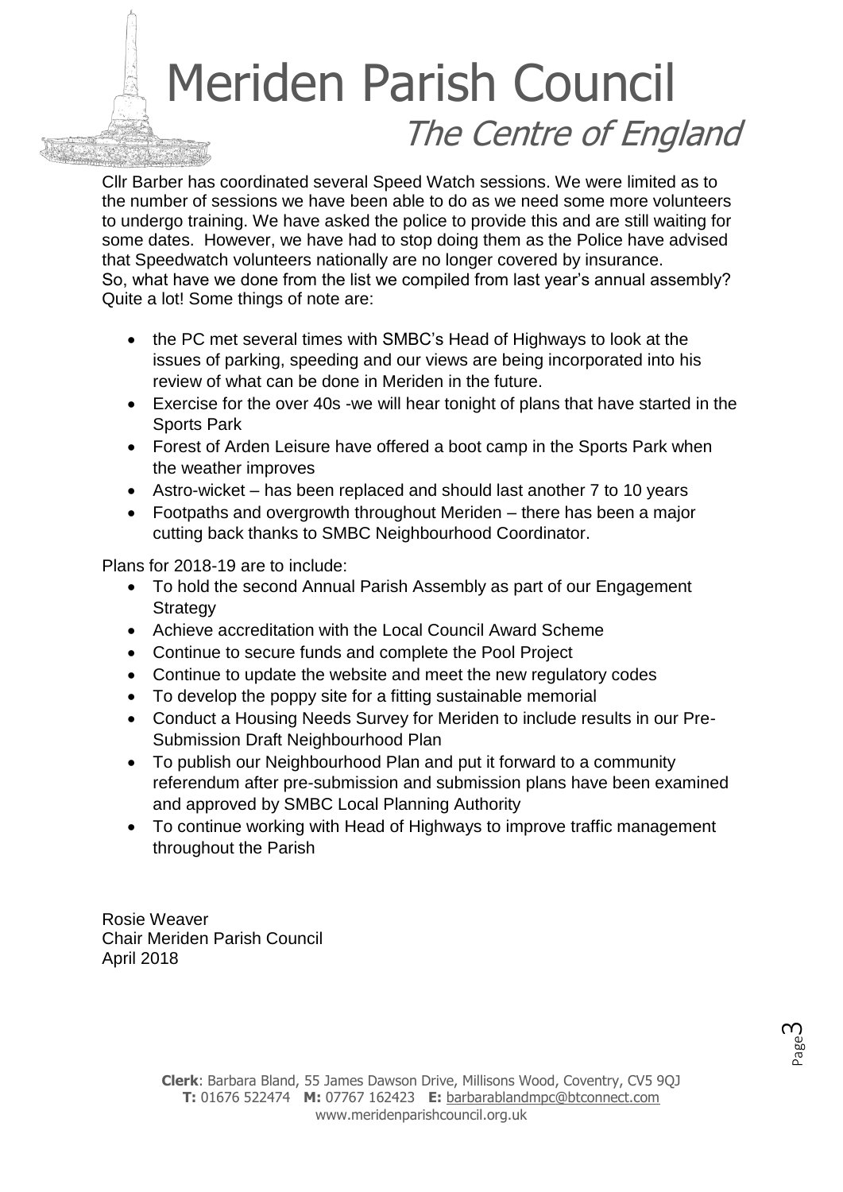Cllr Barber has coordinated several Speed Watch sessions. We were limited as to the number of sessions we have been able to do as we need some more volunteers to undergo training. We have asked the police to provide this and are still waiting for some dates. However, we have had to stop doing them as the Police have advised that Speedwatch volunteers nationally are no longer covered by insurance.

So, what have we done from the list we compiled from last year's annual assembly? Quite a lot! Some things of note are:

- the PC met several times with SMBC's Head of Highways to look at the issues of parking, speeding and our views are being incorporated into his review of what can be done in Meriden in the future.
- Exercise for the over 40s -we will hear tonight of plans that have started in the Sports Park
- Forest of Arden Leisure have offered a boot camp in the Sports Park when the weather improves
- Astro-wicket – has been replaced and should last another 7 to 10 years
- Footpaths and overgrowth throughout Meriden – there has been a major cutting back thanks to SMBC Neighbourhood Coordinator.

Plans for 2018-19 are to include:

- To hold the second Annual Parish Assembly as part of our Engagement Strategy
- Achieve accreditation with the Local Council Award Scheme
- Continue to secure funds and complete the Pool Project
- Continue to update the website and meet the new regulatory codes
- To develop the poppy site for a fitting sustainable memorial
- Conduct a Housing Needs Survey for Meriden to include results in our Pre-Submission Draft Neighbourhood Plan
- To publish our Neighbourhood Plan and put it forward to a community referendum after pre-submission and submission plans have been examined and approved by SMBC Local Planning Authority
- To continue working with Head of Highways to improve traffic management throughout the Parish

Rosie Weaver
Chair Meriden Parish Council
April 2018